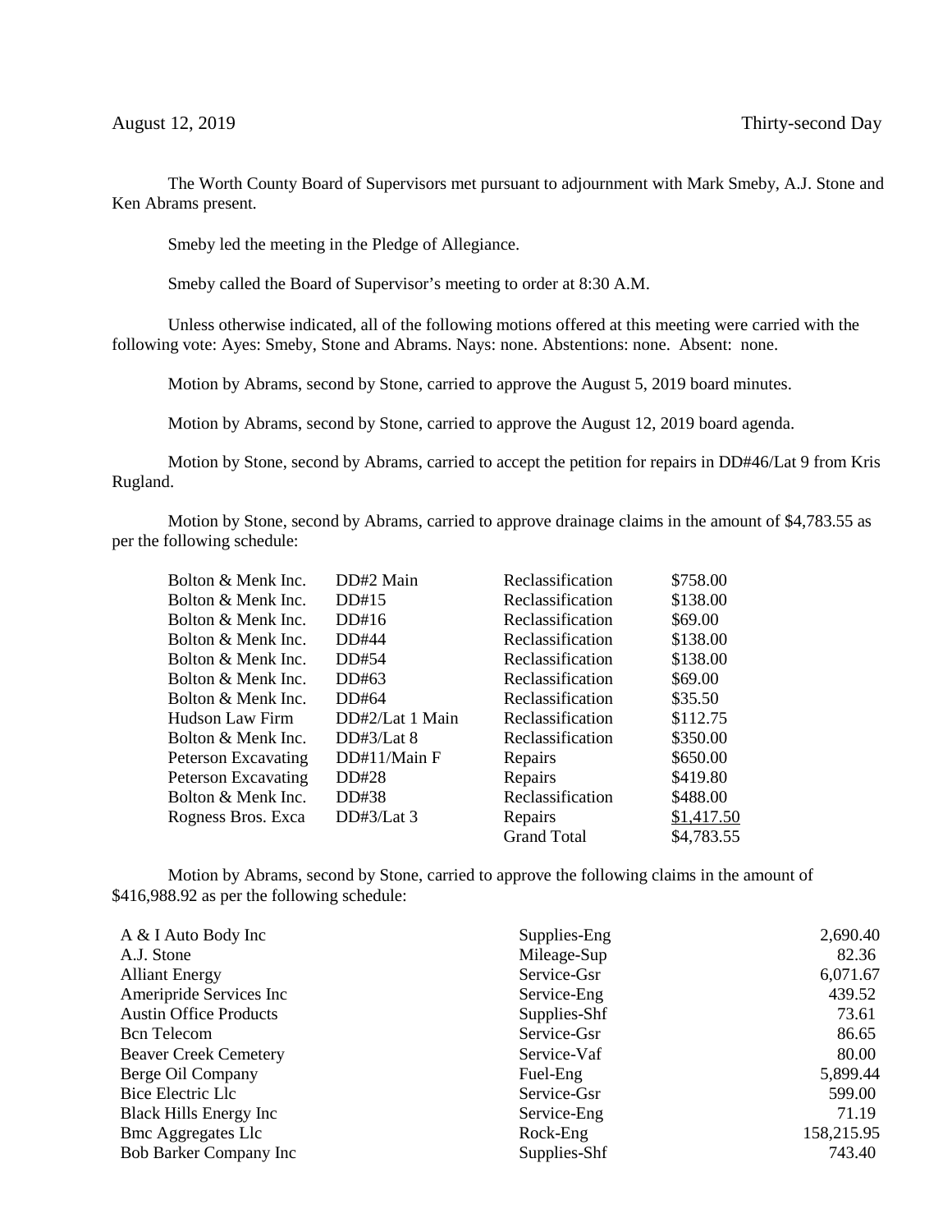August 12, 2019 Thirty-second Day

The Worth County Board of Supervisors met pursuant to adjournment with Mark Smeby, A.J. Stone and Ken Abrams present.

Smeby led the meeting in the Pledge of Allegiance.

Smeby called the Board of Supervisor's meeting to order at 8:30 A.M.

Unless otherwise indicated, all of the following motions offered at this meeting were carried with the following vote: Ayes: Smeby, Stone and Abrams. Nays: none. Abstentions: none. Absent: none.

Motion by Abrams, second by Stone, carried to approve the August 5, 2019 board minutes.

Motion by Abrams, second by Stone, carried to approve the August 12, 2019 board agenda.

Motion by Stone, second by Abrams, carried to accept the petition for repairs in DD#46/Lat 9 from Kris Rugland.

Motion by Stone, second by Abrams, carried to approve drainage claims in the amount of $4,783.55 as per the following schedule:

| | | | |
|---|---|---|---|
| Bolton & Menk Inc. | DD#2 Main | Reclassification | $758.00 |
| Bolton & Menk Inc. | DD#15 | Reclassification | $138.00 |
| Bolton & Menk Inc. | DD#16 | Reclassification | $69.00 |
| Bolton & Menk Inc. | DD#44 | Reclassification | $138.00 |
| Bolton & Menk Inc. | DD#54 | Reclassification | $138.00 |
| Bolton & Menk Inc. | DD#63 | Reclassification | $69.00 |
| Bolton & Menk Inc. | DD#64 | Reclassification | $35.50 |
| Hudson Law Firm | DD#2/Lat 1 Main | Reclassification | $112.75 |
| Bolton & Menk Inc. | DD#3/Lat 8 | Reclassification | $350.00 |
| Peterson Excavating | DD#11/Main F | Repairs | $650.00 |
| Peterson Excavating | DD#28 | Repairs | $419.80 |
| Bolton & Menk Inc. | DD#38 | Reclassification | $488.00 |
| Rogness Bros. Exca | DD#3/Lat 3 | Repairs | $1,417.50 |
| | | Grand Total | $4,783.55 |

Motion by Abrams, second by Stone, carried to approve the following claims in the amount of $416,988.92 as per the following schedule:

| | | |
|---|---|---|
| A & I Auto Body Inc | Supplies-Eng | 2,690.40 |
| A.J. Stone | Mileage-Sup | 82.36 |
| Alliant Energy | Service-Gsr | 6,071.67 |
| Ameripride Services Inc | Service-Eng | 439.52 |
| Austin Office Products | Supplies-Shf | 73.61 |
| Bcn Telecom | Service-Gsr | 86.65 |
| Beaver Creek Cemetery | Service-Vaf | 80.00 |
| Berge Oil Company | Fuel-Eng | 5,899.44 |
| Bice Electric Llc | Service-Gsr | 599.00 |
| Black Hills Energy Inc | Service-Eng | 71.19 |
| Bmc Aggregates Llc | Rock-Eng | 158,215.95 |
| Bob Barker Company Inc | Supplies-Shf | 743.40 |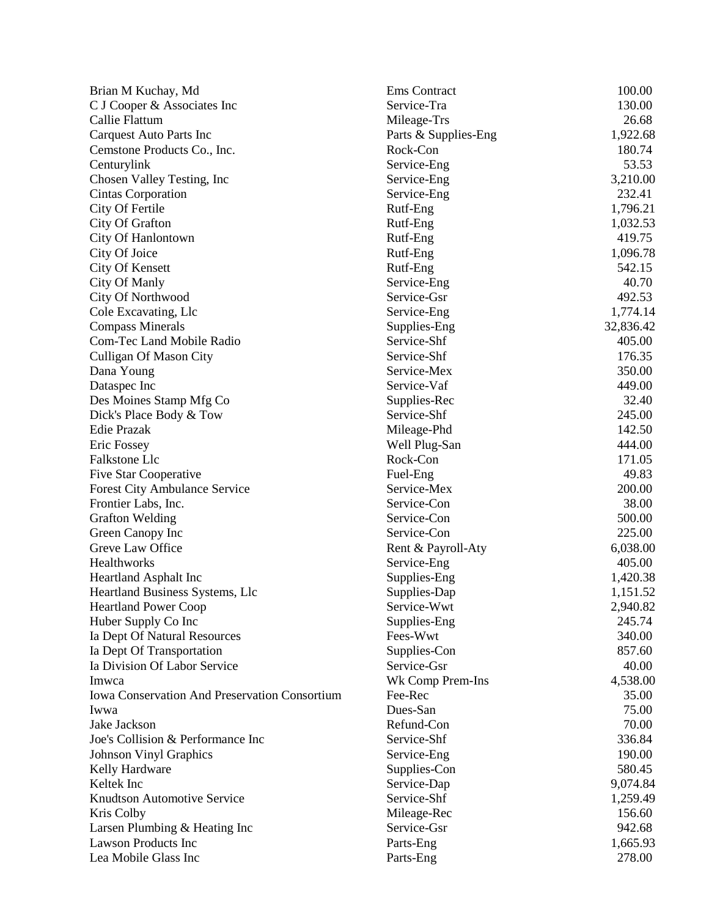| | | |
|---|---|---|
| Brian M Kuchay, Md | Ems Contract | 100.00 |
| C J Cooper & Associates Inc | Service-Tra | 130.00 |
| Callie Flattum | Mileage-Trs | 26.68 |
| Carquest Auto Parts Inc | Parts & Supplies-Eng | 1,922.68 |
| Cemstone Products Co., Inc. | Rock-Con | 180.74 |
| Centurylink | Service-Eng | 53.53 |
| Chosen Valley Testing, Inc | Service-Eng | 3,210.00 |
| Cintas Corporation | Service-Eng | 232.41 |
| City Of Fertile | Rutf-Eng | 1,796.21 |
| City Of Grafton | Rutf-Eng | 1,032.53 |
| City Of Hanlontown | Rutf-Eng | 419.75 |
| City Of Joice | Rutf-Eng | 1,096.78 |
| City Of Kensett | Rutf-Eng | 542.15 |
| City Of Manly | Service-Eng | 40.70 |
| City Of Northwood | Service-Gsr | 492.53 |
| Cole Excavating, Llc | Service-Eng | 1,774.14 |
| Compass Minerals | Supplies-Eng | 32,836.42 |
| Com-Tec Land Mobile Radio | Service-Shf | 405.00 |
| Culligan Of Mason City | Service-Shf | 176.35 |
| Dana Young | Service-Mex | 350.00 |
| Dataspec Inc | Service-Vaf | 449.00 |
| Des Moines Stamp Mfg Co | Supplies-Rec | 32.40 |
| Dick's Place Body & Tow | Service-Shf | 245.00 |
| Edie Prazak | Mileage-Phd | 142.50 |
| Eric Fossey | Well Plug-San | 444.00 |
| Falkstone Llc | Rock-Con | 171.05 |
| Five Star Cooperative | Fuel-Eng | 49.83 |
| Forest City Ambulance Service | Service-Mex | 200.00 |
| Frontier Labs, Inc. | Service-Con | 38.00 |
| Grafton Welding | Service-Con | 500.00 |
| Green Canopy Inc | Service-Con | 225.00 |
| Greve Law Office | Rent & Payroll-Aty | 6,038.00 |
| Healthworks | Service-Eng | 405.00 |
| Heartland Asphalt Inc | Supplies-Eng | 1,420.38 |
| Heartland Business Systems, Llc | Supplies-Dap | 1,151.52 |
| Heartland Power Coop | Service-Wwt | 2,940.82 |
| Huber Supply Co Inc | Supplies-Eng | 245.74 |
| Ia Dept Of Natural Resources | Fees-Wwt | 340.00 |
| Ia Dept Of Transportation | Supplies-Con | 857.60 |
| Ia Division Of Labor Service | Service-Gsr | 40.00 |
| Imwca | Wk Comp Prem-Ins | 4,538.00 |
| Iowa Conservation And Preservation Consortium | Fee-Rec | 35.00 |
| Iwwa | Dues-San | 75.00 |
| Jake Jackson | Refund-Con | 70.00 |
| Joe's Collision & Performance Inc | Service-Shf | 336.84 |
| Johnson Vinyl Graphics | Service-Eng | 190.00 |
| Kelly Hardware | Supplies-Con | 580.45 |
| Keltek Inc | Service-Dap | 9,074.84 |
| Knudtson Automotive Service | Service-Shf | 1,259.49 |
| Kris Colby | Mileage-Rec | 156.60 |
| Larsen Plumbing & Heating Inc | Service-Gsr | 942.68 |
| Lawson Products Inc | Parts-Eng | 1,665.93 |
| Lea Mobile Glass Inc | Parts-Eng | 278.00 |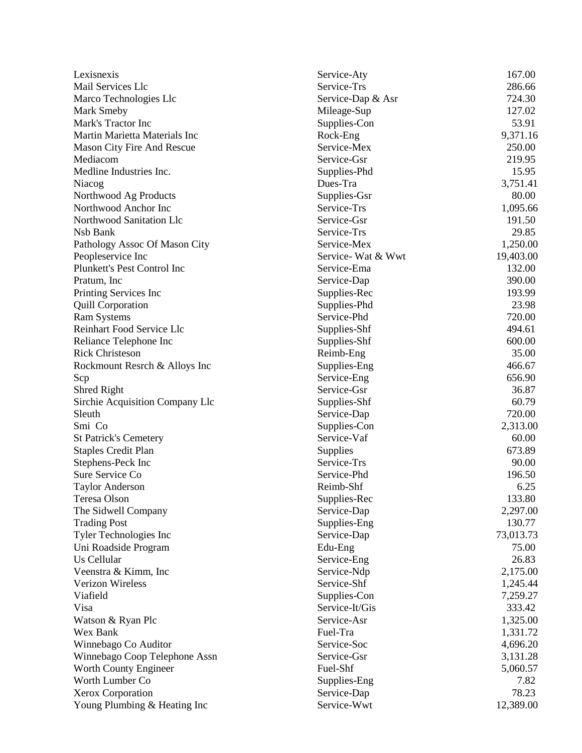| | | |
|---|---|---|
| Lexisnexis | Service-Aty | 167.00 |
| Mail Services Llc | Service-Trs | 286.66 |
| Marco Technologies Llc | Service-Dap & Asr | 724.30 |
| Mark Smeby | Mileage-Sup | 127.02 |
| Mark's Tractor Inc | Supplies-Con | 53.91 |
| Martin Marietta Materials Inc | Rock-Eng | 9,371.16 |
| Mason City Fire And Rescue | Service-Mex | 250.00 |
| Mediacom | Service-Gsr | 219.95 |
| Medline Industries Inc. | Supplies-Phd | 15.95 |
| Niacog | Dues-Tra | 3,751.41 |
| Northwood Ag Products | Supplies-Gsr | 80.00 |
| Northwood Anchor Inc | Service-Trs | 1,095.66 |
| Northwood Sanitation Llc | Service-Gsr | 191.50 |
| Nsb Bank | Service-Trs | 29.85 |
| Pathology Assoc Of Mason City | Service-Mex | 1,250.00 |
| Peopleservice Inc | Service- Wat & Wwt | 19,403.00 |
| Plunkett's Pest Control Inc | Service-Ema | 132.00 |
| Pratum, Inc | Service-Dap | 390.00 |
| Printing Services Inc | Supplies-Rec | 193.99 |
| Quill Corporation | Supplies-Phd | 23.98 |
| Ram Systems | Service-Phd | 720.00 |
| Reinhart Food Service Llc | Supplies-Shf | 494.61 |
| Reliance Telephone Inc | Supplies-Shf | 600.00 |
| Rick Christeson | Reimb-Eng | 35.00 |
| Rockmount Resrch & Alloys Inc | Supplies-Eng | 466.67 |
| Scp | Service-Eng | 656.90 |
| Shred Right | Service-Gsr | 36.87 |
| Sirchie Acquisition Company Llc | Supplies-Shf | 60.79 |
| Sleuth | Service-Dap | 720.00 |
| Smi Co | Supplies-Con | 2,313.00 |
| St Patrick's Cemetery | Service-Vaf | 60.00 |
| Staples Credit Plan | Supplies | 673.89 |
| Stephens-Peck Inc | Service-Trs | 90.00 |
| Sure Service Co | Service-Phd | 196.50 |
| Taylor Anderson | Reimb-Shf | 6.25 |
| Teresa Olson | Supplies-Rec | 133.80 |
| The Sidwell Company | Service-Dap | 2,297.00 |
| Trading Post | Supplies-Eng | 130.77 |
| Tyler Technologies Inc | Service-Dap | 73,013.73 |
| Uni Roadside Program | Edu-Eng | 75.00 |
| Us Cellular | Service-Eng | 26.83 |
| Veenstra & Kimm, Inc | Service-Ndp | 2,175.00 |
| Verizon Wireless | Service-Shf | 1,245.44 |
| Viafield | Supplies-Con | 7,259.27 |
| Visa | Service-It/Gis | 333.42 |
| Watson & Ryan Plc | Service-Asr | 1,325.00 |
| Wex Bank | Fuel-Tra | 1,331.72 |
| Winnebago Co Auditor | Service-Soc | 4,696.20 |
| Winnebago Coop Telephone Assn | Service-Gsr | 3,131.28 |
| Worth County Engineer | Fuel-Shf | 5,060.57 |
| Worth Lumber Co | Supplies-Eng | 7.82 |
| Xerox Corporation | Service-Dap | 78.23 |
| Young Plumbing & Heating Inc | Service-Wwt | 12,389.00 |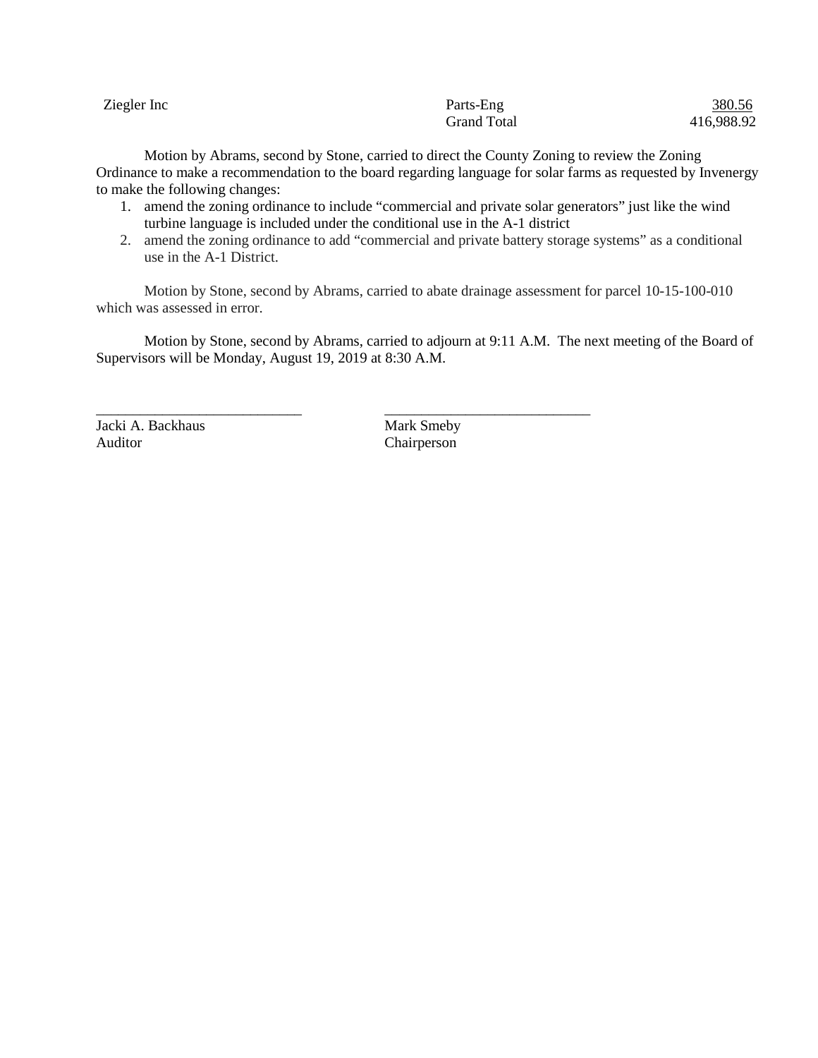| | | |
|---|---|---|
| Ziegler Inc | Parts-Eng | 380.56 |
| | Grand Total | 416,988.92 |

Motion by Abrams, second by Stone, carried to direct the County Zoning to review the Zoning Ordinance to make a recommendation to the board regarding language for solar farms as requested by Invenergy to make the following changes:

1. amend the zoning ordinance to include “commercial and private solar generators” just like the wind turbine language is included under the conditional use in the A-1 district
2. amend the zoning ordinance to add “commercial and private battery storage systems” as a conditional use in the A-1 District.

Motion by Stone, second by Abrams, carried to abate drainage assessment for parcel 10-15-100-010 which was assessed in error.

Motion by Stone, second by Abrams, carried to adjourn at 9:11 A.M. The next meeting of the Board of Supervisors will be Monday, August 19, 2019 at 8:30 A.M.

\_\_\_\_\_\_\_\_\_\_\_\_\_\_\_\_\_\_\_\_\_\_\_\_\_\_\_\_ \_\_\_\_\_\_\_\_\_\_\_\_\_\_\_\_\_\_\_\_\_\_\_\_\_\_\_\_

Jacki A. Backhaus
Auditor

Mark Smeby
Chairperson